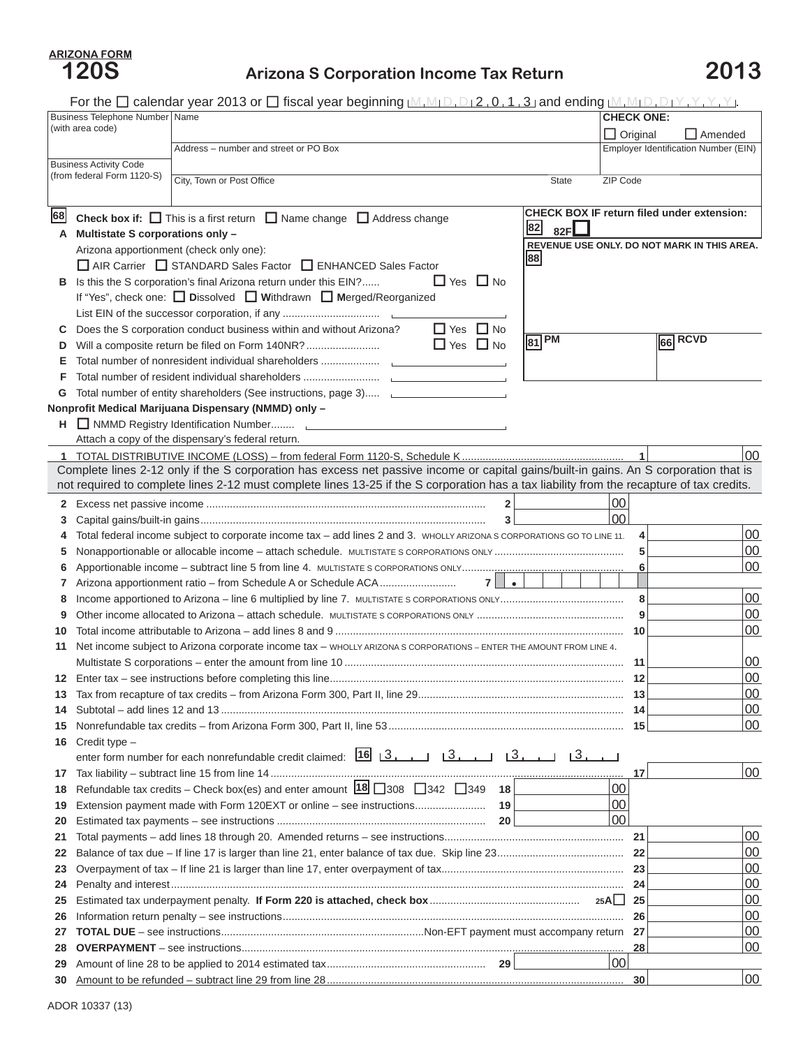**ARIZONA FORM**
# 120S
## Arizona S Corporation Income Tax Return
# 2013

For the ☐ calendar year 2013 or ☐ fiscal year beginning M M D D 2 0 1 3 and ending M M D D Y Y Y Y.

| Business Telephone Number (with area code) | Name | CHECK ONE: ☐ Original ☐ Amended |
|---|---|---|
| Business Activity Code (from federal Form 1120-S) | Address – number and street or PO Box | Employer Identification Number (EIN) |
| | City, Town or Post Office / State | ZIP Code |

**68** **Check box if:** ☐ This is a first return ☐ Name change ☐ Address change

**CHECK BOX IF return filed under extension:** **82** 82F ☐

**REVENUE USE ONLY. DO NOT MARK IN THIS AREA.** **88**

**81** PM **66** RCVD

**A** **Multistate S corporations only –**
Arizona apportionment (check only one):
☐ AIR Carrier ☐ STANDARD Sales Factor ☐ ENHANCED Sales Factor

**B** Is this the S corporation's final Arizona return under this EIN?...... ☐ Yes ☐ No
If "Yes", check one: ☐ **D**issolved ☐ **W**ithdrawn ☐ **M**erged/Reorganized
List EIN of the successor corporation, if any ................................

**C** Does the S corporation conduct business within and without Arizona? ☐ Yes ☐ No

**D** Will a composite return be filed on Form 140NR?......................... ☐ Yes ☐ No

**E** Total number of nonresident individual shareholders ....................

**F** Total number of resident individual shareholders ..........................

**G** Total number of entity shareholders (See instructions, page 3).....

**Nonprofit Medical Marijuana Dispensary (NMMD) only –**

**H** ☐ NMMD Registry Identification Number........
Attach a copy of the dispensary's federal return.

**1** TOTAL DISTRIBUTIVE INCOME (LOSS) – from federal Form 1120-S, Schedule K ....... **1** 00

Complete lines 2-12 only if the S corporation has excess net passive income or capital gains/built-in gains. An S corporation that is not required to complete lines 2-12 must complete lines 13-25 if the S corporation has a tax liability from the recapture of tax credits.

**2** Excess net passive income ....... **2** 00

**3** Capital gains/built-in gains....... **3** 00

**4** Total federal income subject to corporate income tax – add lines 2 and 3. WHOLLY ARIZONA S CORPORATIONS GO TO LINE 11. **4** 00

**5** Nonapportionable or allocable income – attach schedule. MULTISTATE S CORPORATIONS ONLY ....... **5** 00

**6** Apportionable income – subtract line 5 from line 4. MULTISTATE S CORPORATIONS ONLY....... **6** 00

**7** Arizona apportionment ratio – from Schedule A or Schedule ACA....... **7** •

**8** Income apportioned to Arizona – line 6 multiplied by line 7. MULTISTATE S CORPORATIONS ONLY....... **8** 00

**9** Other income allocated to Arizona – attach schedule. MULTISTATE S CORPORATIONS ONLY ....... **9** 00

**10** Total income attributable to Arizona – add lines 8 and 9 ....... **10** 00

**11** Net income subject to Arizona corporate income tax – WHOLLY ARIZONA S CORPORATIONS – ENTER THE AMOUNT FROM LINE 4.
Multistate S corporations – enter the amount from line 10 ....... **11** 00

**12** Enter tax – see instructions before completing this line....... **12** 00

**13** Tax from recapture of tax credits – from Arizona Form 300, Part II, line 29....... **13** 00

**14** Subtotal – add lines 12 and 13 ....... **14** 00

**15** Nonrefundable tax credits – from Arizona Form 300, Part II, line 53....... **15** 00

**16** Credit type –
enter form number for each nonrefundable credit claimed: **16** 3 3 3 3

**17** Tax liability – subtract line 15 from line 14 ....... **17** 00

**18** Refundable tax credits – Check box(es) and enter amount **18** ☐308 ☐342 ☐349 **18** 00

**19** Extension payment made with Form 120EXT or online – see instructions....... **19** 00

**20** Estimated tax payments – see instructions ....... **20** 00

**21** Total payments – add lines 18 through 20. Amended returns – see instructions....... **21** 00

**22** Balance of tax due – If line 17 is larger than line 21, enter balance of tax due. Skip line 23....... **22** 00

**23** Overpayment of tax – If line 21 is larger than line 17, enter overpayment of tax....... **23** 00

**24** Penalty and interest....... **24** 00

**25** Estimated tax underpayment penalty. **If Form 220 is attached, check box** ....... 25A ☐ **25** 00

**26** Information return penalty – see instructions....... **26** 00

**27** **TOTAL DUE** – see instructions.......Non-EFT payment must accompany return **27** 00

**28** **OVERPAYMENT** – see instructions....... **28** 00

**29** Amount of line 28 to be applied to 2014 estimated tax....... **29** 00

**30** Amount to be refunded – subtract line 29 from line 28....... **30** 00

ADOR 10337 (13)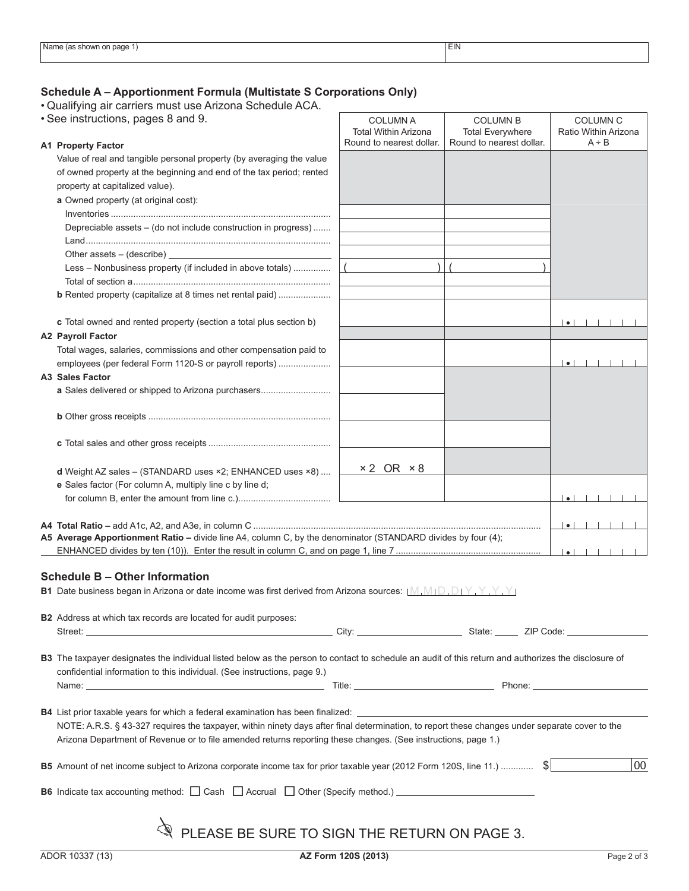| Name (as shown on page 1) | EIN |
|---|---|
| | |

## Schedule A – Apportionment Formula (Multistate S Corporations Only)

- Qualifying air carriers must use Arizona Schedule ACA.
- See instructions, pages 8 and 9.

| | COLUMN A Total Within Arizona Round to nearest dollar. | COLUMN B Total Everywhere Round to nearest dollar. | COLUMN C Ratio Within Arizona A ÷ B |
|---|---|---|---|
| **A1 Property Factor** | | | |
| Value of real and tangible personal property (by averaging the value of owned property at the beginning and end of the tax period; rented property at capitalized value). | | | |
| **a** Owned property (at original cost): | | | |
| Inventories | | | |
| Depreciable assets – (do not include construction in progress) | | | |
| Land | | | |
| Other assets – (describe) | | | |
| Less – Nonbusiness property (if included in above totals) | ( ) | ( ) | |
| Total of section a | | | |
| **b** Rented property (capitalize at 8 times net rental paid) | | | |
| **c** Total owned and rented property (section a total plus section b) | | | • |
| **A2 Payroll Factor** | | | |
| Total wages, salaries, commissions and other compensation paid to employees (per federal Form 1120-S or payroll reports) | | | • |
| **A3 Sales Factor** | | | |
| **a** Sales delivered or shipped to Arizona purchasers | | | |
| **b** Other gross receipts | | | |
| **c** Total sales and other gross receipts | | | |
| **d** Weight AZ sales – (STANDARD uses ×2; ENHANCED uses ×8) | × 2 OR × 8 | | |
| **e** Sales factor (For column A, multiply line c by line d; for column B, enter the amount from line c.) | | | • |
| **A4 Total Ratio –** add A1c, A2, and A3e, in column C | | | • |
| **A5 Average Apportionment Ratio –** divide line A4, column C, by the denominator (STANDARD divides by four (4); ENHANCED divides by ten (10)). Enter the result in column C, and on page 1, line 7 | | | • |

## Schedule B – Other Information

**B1** Date business began in Arizona or date income was first derived from Arizona sources: M M D D Y Y Y Y

**B2** Address at which tax records are located for audit purposes:

Street: ____________ City: ____________ State: _____ ZIP Code: ____________

**B3** The taxpayer designates the individual listed below as the person to contact to schedule an audit of this return and authorizes the disclosure of confidential information to this individual. (See instructions, page 9.)

Name: ____________ Title: ____________ Phone: ____________

**B4** List prior taxable years for which a federal examination has been finalized: ____________

NOTE: A.R.S. § 43-327 requires the taxpayer, within ninety days after final determination, to report these changes under separate cover to the Arizona Department of Revenue or to file amended returns reporting these changes. (See instructions, page 1.)

**B5** Amount of net income subject to Arizona corporate income tax for prior taxable year (2012 Form 120S, line 11.) ............ $ ____________ 00

**B6** Indicate tax accounting method: ☐ Cash ☐ Accrual ☐ Other (Specify method.) ____________

PLEASE BE SURE TO SIGN THE RETURN ON PAGE 3.

ADOR 10337 (13) AZ Form 120S (2013)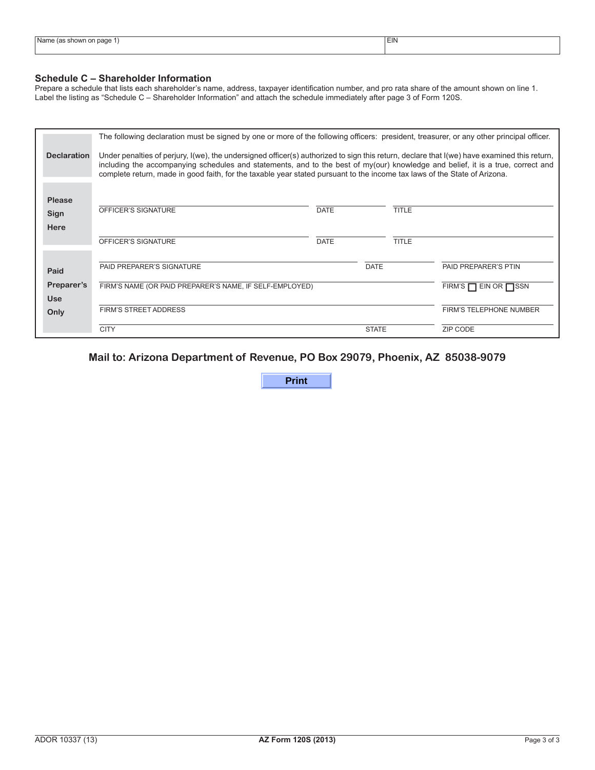| Name (as shown on page 1) | EIN |
| --- | --- |
| | |

## Schedule C – Shareholder Information

Prepare a schedule that lists each shareholder's name, address, taxpayer identification number, and pro rata share of the amount shown on line 1. Label the listing as "Schedule C – Shareholder Information" and attach the schedule immediately after page 3 of Form 120S.

**Declaration**

The following declaration must be signed by one or more of the following officers: president, treasurer, or any other principal officer.

Under penalties of perjury, I(we), the undersigned officer(s) authorized to sign this return, declare that I(we) have examined this return, including the accompanying schedules and statements, and to the best of my(our) knowledge and belief, it is a true, correct and complete return, made in good faith, for the taxable year stated pursuant to the income tax laws of the State of Arizona.

**Please Sign Here**

| | | |
| --- | --- | --- |
| OFFICER'S SIGNATURE | DATE | TITLE |
| OFFICER'S SIGNATURE | DATE | TITLE |

**Paid Preparer's Use Only**

| | | |
| --- | --- | --- |
| PAID PREPARER'S SIGNATURE | DATE | PAID PREPARER'S PTIN |
| FIRM'S NAME (OR PAID PREPARER'S NAME, IF SELF-EMPLOYED) | | FIRM'S ☐ EIN OR ☐ SSN |
| FIRM'S STREET ADDRESS | | FIRM'S TELEPHONE NUMBER |
| CITY | STATE | ZIP CODE |

**Mail to: Arizona Department of Revenue, PO Box 29079, Phoenix, AZ 85038-9079**

Print

ADOR 10337 (13) **AZ Form 120S (2013)**